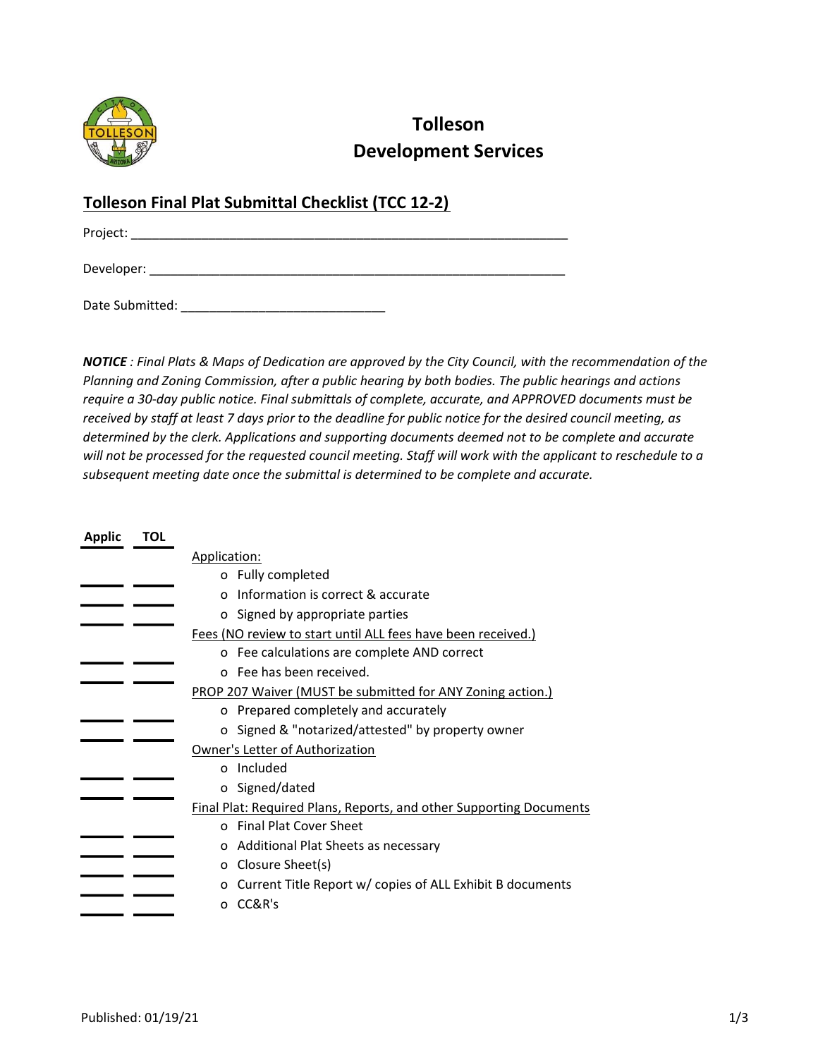# Tolleson
# Development Services

## Tolleson Final Plat Submittal Checklist (TCC 12-2)

Project: ____________________________________________________________

Developer: __________________________________________________________

Date Submitted: ___________________________

***NOTICE** : Final Plats & Maps of Dedication are approved by the City Council, with the recommendation of the Planning and Zoning Commission, after a public hearing by both bodies. The public hearings and actions require a 30-day public notice. Final submittals of complete, accurate, and APPROVED documents must be received by staff at least 7 days prior to the deadline for public notice for the desired council meeting, as determined by the clerk. Applications and supporting documents deemed not to be complete and accurate will not be processed for the requested council meeting. Staff will work with the applicant to reschedule to a subsequent meeting date once the submittal is determined to be complete and accurate.*

| Applic | TOL | |
|---|---|---|
| | | Application: |
| ____ | ____ | o Fully completed |
| ____ | ____ | o Information is correct & accurate |
| ____ | ____ | o Signed by appropriate parties |
| | | Fees (NO review to start until ALL fees have been received.) |
| ____ | ____ | o Fee calculations are complete AND correct |
| ____ | ____ | o Fee has been received. |
| | | PROP 207 Waiver (MUST be submitted for ANY Zoning action.) |
| ____ | ____ | o Prepared completely and accurately |
| ____ | ____ | o Signed & "notarized/attested" by property owner |
| | | Owner's Letter of Authorization |
| ____ | ____ | o Included |
| ____ | ____ | o Signed/dated |
| | | Final Plat: Required Plans, Reports, and other Supporting Documents |
| ____ | ____ | o Final Plat Cover Sheet |
| ____ | ____ | o Additional Plat Sheets as necessary |
| ____ | ____ | o Closure Sheet(s) |
| ____ | ____ | o Current Title Report w/ copies of ALL Exhibit B documents |
| ____ | ____ | o CC&R's |

Published: 01/19/21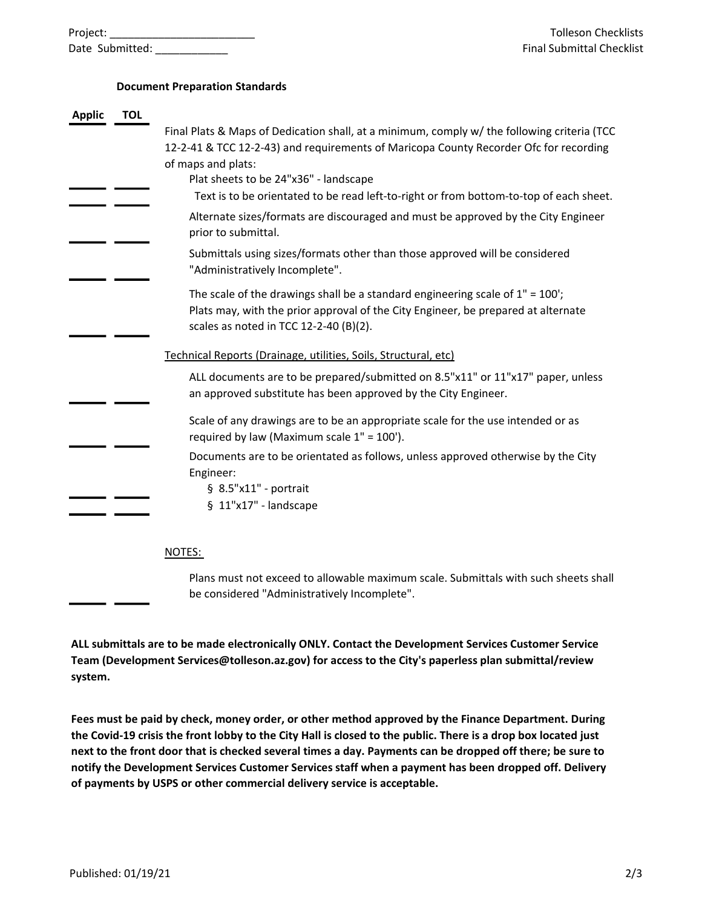Project: ________________________
Date Submitted: ____________

Tolleson Checklists
Final Submittal Checklist

**Document Preparation Standards**

| Applic | TOL | |
|---|---|---|
| | | Final Plats & Maps of Dedication shall, at a minimum, comply w/ the following criteria (TCC 12-2-41 & TCC 12-2-43) and requirements of Maricopa County Recorder Ofc for recording of maps and plats: |
| ____ | ____ | Plat sheets to be 24"x36" - landscape |
| ____ | ____ | Text is to be orientated to be read left-to-right or from bottom-to-top of each sheet. |
| ____ | ____ | Alternate sizes/formats are discouraged and must be approved by the City Engineer prior to submittal. |
| ____ | ____ | Submittals using sizes/formats other than those approved will be considered "Administratively Incomplete". |
| ____ | ____ | The scale of the drawings shall be a standard engineering scale of 1" = 100'; Plats may, with the prior approval of the City Engineer, be prepared at alternate scales as noted in TCC 12-2-40 (B)(2). |
| | | <u>Technical Reports (Drainage, utilities, Soils, Structural, etc)</u> |
| ____ | ____ | ALL documents are to be prepared/submitted on 8.5"x11" or 11"x17" paper, unless an approved substitute has been approved by the City Engineer. |
| ____ | ____ | Scale of any drawings are to be an appropriate scale for the use intended or as required by law (Maximum scale 1" = 100'). |
| | | Documents are to be orientated as follows, unless approved otherwise by the City Engineer: |
| ____ | ____ | § 8.5"x11" - portrait |
| ____ | ____ | § 11"x17" - landscape |
| | | <u>NOTES:</u> |
| ____ | ____ | Plans must not exceed to allowable maximum scale. Submittals with such sheets shall be considered "Administratively Incomplete". |

**ALL submittals are to be made electronically ONLY. Contact the Development Services Customer Service Team (Development Services@tolleson.az.gov) for access to the City's paperless plan submittal/review system.**

**Fees must be paid by check, money order, or other method approved by the Finance Department. During the Covid-19 crisis the front lobby to the City Hall is closed to the public. There is a drop box located just next to the front door that is checked several times a day. Payments can be dropped off there; be sure to notify the Development Services Customer Services staff when a payment has been dropped off. Delivery of payments by USPS or other commercial delivery service is acceptable.**

Published: 01/19/21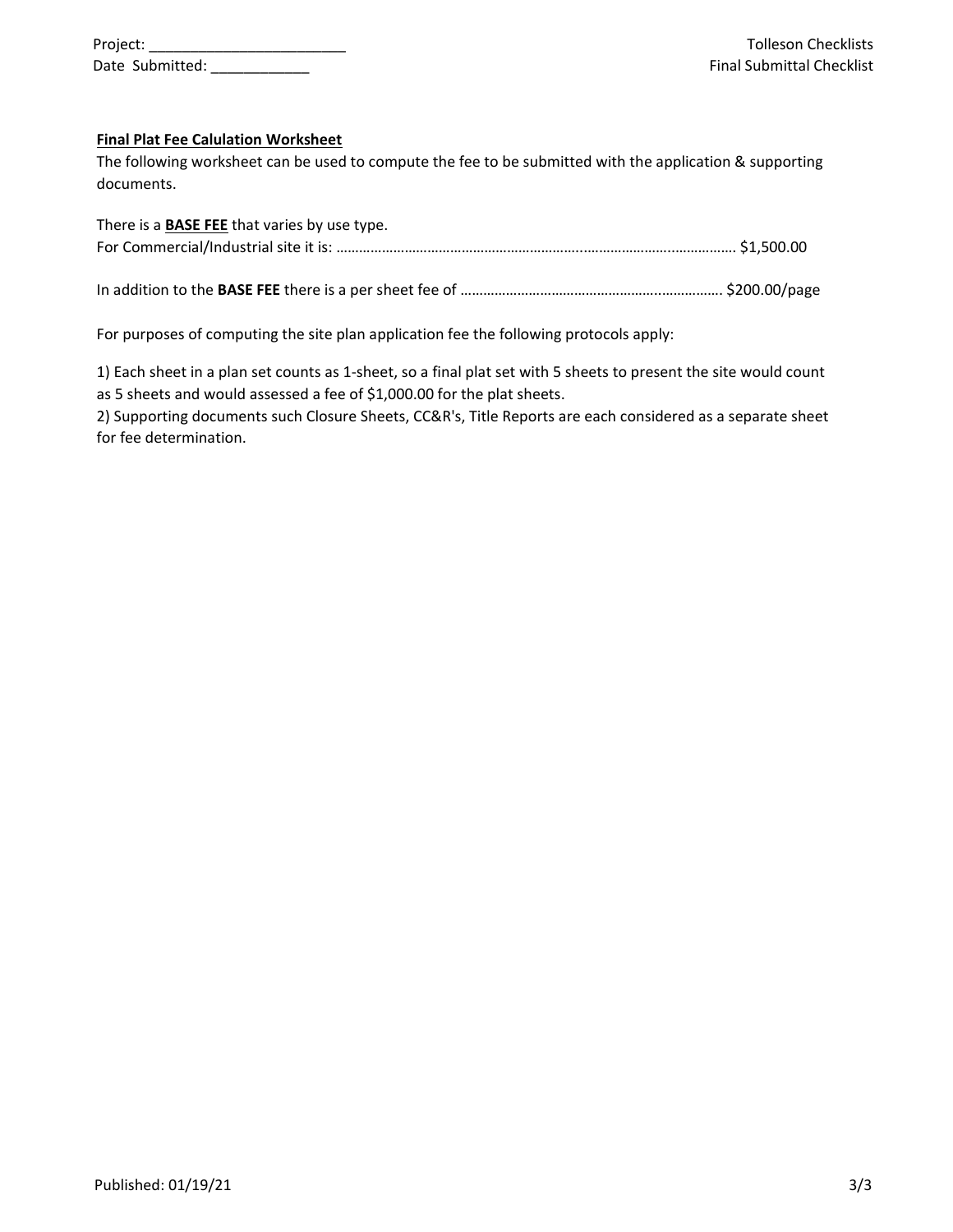Project: ________________________
Date Submitted: ____________

**Final Plat Fee Calulation Worksheet**

The following worksheet can be used to compute the fee to be submitted with the application & supporting documents.

There is a **BASE FEE** that varies by use type.
For Commercial/Industrial site it is: …………………………………………………………………………………………… $1,500.00

In addition to the **BASE FEE** there is a per sheet fee of ……………………………………………………………. $200.00/page

For purposes of computing the site plan application fee the following protocols apply:

1) Each sheet in a plan set counts as 1-sheet, so a final plat set with 5 sheets to present the site would count as 5 sheets and would assessed a fee of $1,000.00 for the plat sheets.
2) Supporting documents such Closure Sheets, CC&R's, Title Reports are each considered as a separate sheet for fee determination.

Published: 01/19/21